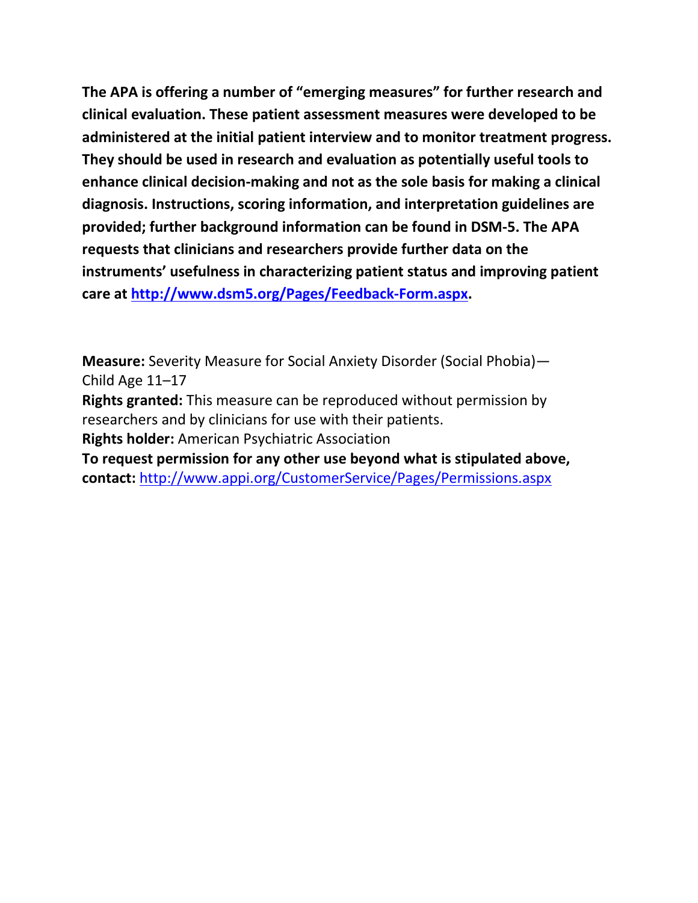**The APA is offering a number of "emerging measures" for further research and clinical evaluation. These patient assessment measures were developed to be administered at the initial patient interview and to monitor treatment progress. They should be used in research and evaluation as potentially useful tools to enhance clinical decision-making and not as the sole basis for making a clinical diagnosis. Instructions, scoring information, and interpretation guidelines are provided; further background information can be found in DSM-5. The APA requests that clinicians and researchers provide further data on the instruments' usefulness in characterizing patient status and improving patient care at [http://www.dsm5.org/Pages/Feedback-Form.aspx](http://www.dsm5.org/Pages/Feedback-Form.aspx).**

**Measure:** Severity Measure for Social Anxiety Disorder (Social Phobia)—Child Age 11–17

**Rights granted:** This measure can be reproduced without permission by researchers and by clinicians for use with their patients.

**Rights holder:** American Psychiatric Association

**To request permission for any other use beyond what is stipulated above, contact:** [http://www.appi.org/CustomerService/Pages/Permissions.aspx](http://www.appi.org/CustomerService/Pages/Permissions.aspx)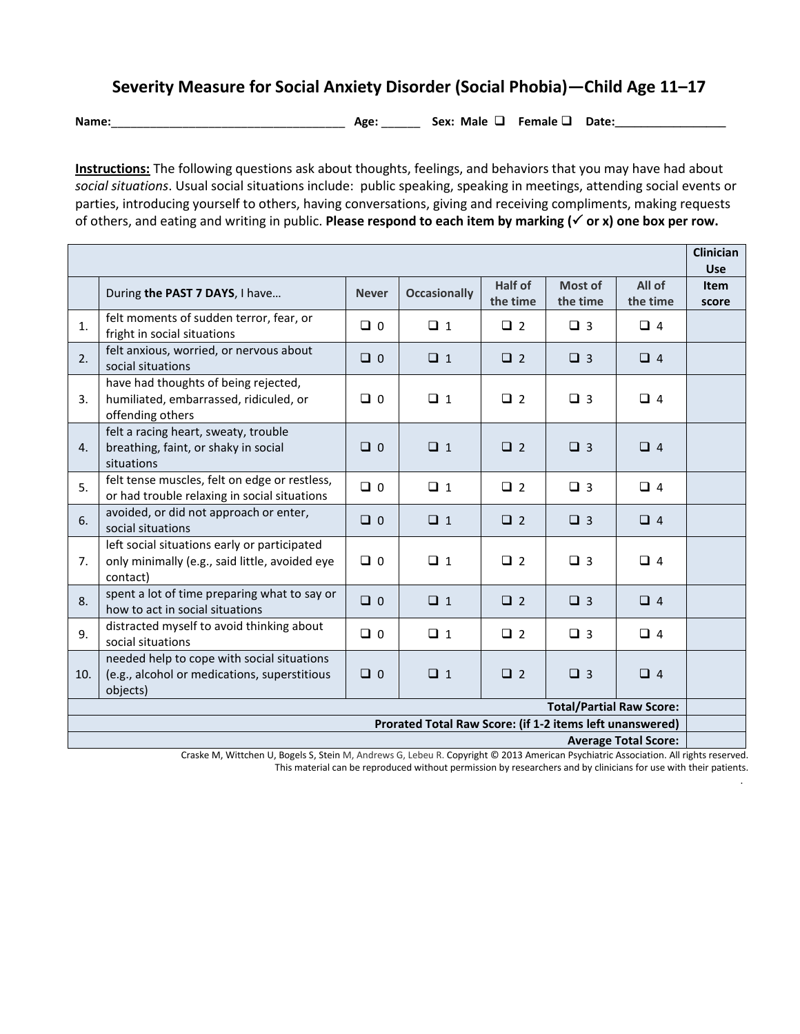# Severity Measure for Social Anxiety Disorder (Social Phobia)—Child Age 11–17

**Name:**\_\_\_\_\_\_\_\_\_\_\_\_\_\_\_\_\_\_\_\_\_\_\_\_\_\_\_\_\_\_\_\_\_\_\_\_ **Age:** \_\_\_\_\_\_ **Sex: Male** ☐ **Female** ☐ **Date:**\_\_\_\_\_\_\_\_\_\_\_\_\_\_\_\_\_\_

**Instructions:** The following questions ask about thoughts, feelings, and behaviors that you may have had about *social situations*. Usual social situations include: public speaking, speaking in meetings, attending social events or parties, introducing yourself to others, having conversations, giving and receiving compliments, making requests of others, and eating and writing in public. **Please respond to each item by marking (✓ or x) one box per row.**

| | | | | | | | Clinician Use |
|---|---|---|---|---|---|---|---|
| | During **the PAST 7 DAYS**, I have… | **Never** | **Occasionally** | **Half of the time** | **Most of the time** | **All of the time** | **Item score** |
| 1. | felt moments of sudden terror, fear, or fright in social situations | ☐ 0 | ☐ 1 | ☐ 2 | ☐ 3 | ☐ 4 | |
| 2. | felt anxious, worried, or nervous about social situations | ☐ 0 | ☐ 1 | ☐ 2 | ☐ 3 | ☐ 4 | |
| 3. | have had thoughts of being rejected, humiliated, embarrassed, ridiculed, or offending others | ☐ 0 | ☐ 1 | ☐ 2 | ☐ 3 | ☐ 4 | |
| 4. | felt a racing heart, sweaty, trouble breathing, faint, or shaky in social situations | ☐ 0 | ☐ 1 | ☐ 2 | ☐ 3 | ☐ 4 | |
| 5. | felt tense muscles, felt on edge or restless, or had trouble relaxing in social situations | ☐ 0 | ☐ 1 | ☐ 2 | ☐ 3 | ☐ 4 | |
| 6. | avoided, or did not approach or enter, social situations | ☐ 0 | ☐ 1 | ☐ 2 | ☐ 3 | ☐ 4 | |
| 7. | left social situations early or participated only minimally (e.g., said little, avoided eye contact) | ☐ 0 | ☐ 1 | ☐ 2 | ☐ 3 | ☐ 4 | |
| 8. | spent a lot of time preparing what to say or how to act in social situations | ☐ 0 | ☐ 1 | ☐ 2 | ☐ 3 | ☐ 4 | |
| 9. | distracted myself to avoid thinking about social situations | ☐ 0 | ☐ 1 | ☐ 2 | ☐ 3 | ☐ 4 | |
| 10. | needed help to cope with social situations (e.g., alcohol or medications, superstitious objects) | ☐ 0 | ☐ 1 | ☐ 2 | ☐ 3 | ☐ 4 | |
| | | | | | | **Total/Partial Raw Score:** | |
| | | | | | | **Prorated Total Raw Score: (if 1-2 items left unanswered)** | |
| | | | | | | **Average Total Score:** | |

Craske M, Wittchen U, Bogels S, Stein M, Andrews G, Lebeu R. Copyright © 2013 American Psychiatric Association. All rights reserved.
This material can be reproduced without permission by researchers and by clinicians for use with their patients.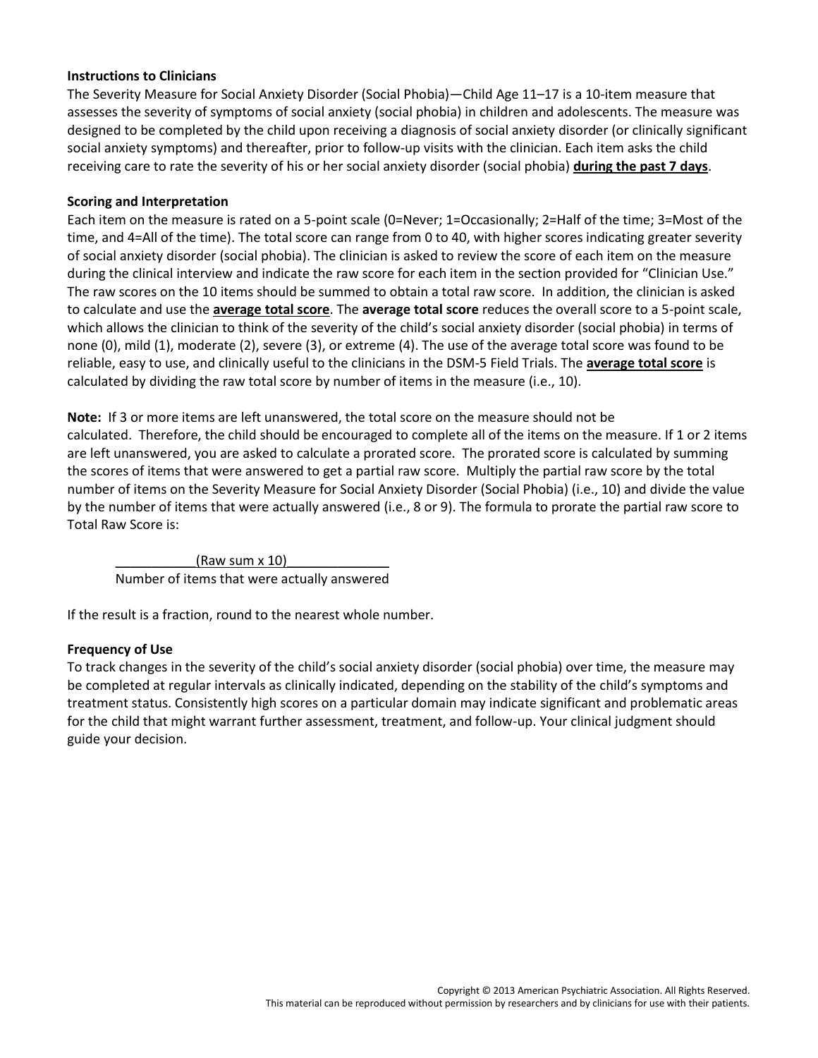**Instructions to Clinicians**

The Severity Measure for Social Anxiety Disorder (Social Phobia)—Child Age 11–17 is a 10-item measure that assesses the severity of symptoms of social anxiety (social phobia) in children and adolescents. The measure was designed to be completed by the child upon receiving a diagnosis of social anxiety disorder (or clinically significant social anxiety symptoms) and thereafter, prior to follow-up visits with the clinician. Each item asks the child receiving care to rate the severity of his or her social anxiety disorder (social phobia) **during the past 7 days**.

**Scoring and Interpretation**

Each item on the measure is rated on a 5-point scale (0=Never; 1=Occasionally; 2=Half of the time; 3=Most of the time, and 4=All of the time). The total score can range from 0 to 40, with higher scores indicating greater severity of social anxiety disorder (social phobia). The clinician is asked to review the score of each item on the measure during the clinical interview and indicate the raw score for each item in the section provided for "Clinician Use." The raw scores on the 10 items should be summed to obtain a total raw score. In addition, the clinician is asked to calculate and use the **average total score**. The **average total score** reduces the overall score to a 5-point scale, which allows the clinician to think of the severity of the child's social anxiety disorder (social phobia) in terms of none (0), mild (1), moderate (2), severe (3), or extreme (4). The use of the average total score was found to be reliable, easy to use, and clinically useful to the clinicians in the DSM-5 Field Trials. The **average total score** is calculated by dividing the raw total score by number of items in the measure (i.e., 10).

**Note:** If 3 or more items are left unanswered, the total score on the measure should not be calculated. Therefore, the child should be encouraged to complete all of the items on the measure. If 1 or 2 items are left unanswered, you are asked to calculate a prorated score. The prorated score is calculated by summing the scores of items that were answered to get a partial raw score. Multiply the partial raw score by the total number of items on the Severity Measure for Social Anxiety Disorder (Social Phobia) (i.e., 10) and divide the value by the number of items that were actually answered (i.e., 8 or 9). The formula to prorate the partial raw score to Total Raw Score is:

$$\frac{\text{(Raw sum x 10)}}{\text{Number of items that were actually answered}}$$

If the result is a fraction, round to the nearest whole number.

**Frequency of Use**

To track changes in the severity of the child's social anxiety disorder (social phobia) over time, the measure may be completed at regular intervals as clinically indicated, depending on the stability of the child's symptoms and treatment status. Consistently high scores on a particular domain may indicate significant and problematic areas for the child that might warrant further assessment, treatment, and follow-up. Your clinical judgment should guide your decision.

Copyright © 2013 American Psychiatric Association. All Rights Reserved.
This material can be reproduced without permission by researchers and by clinicians for use with their patients.